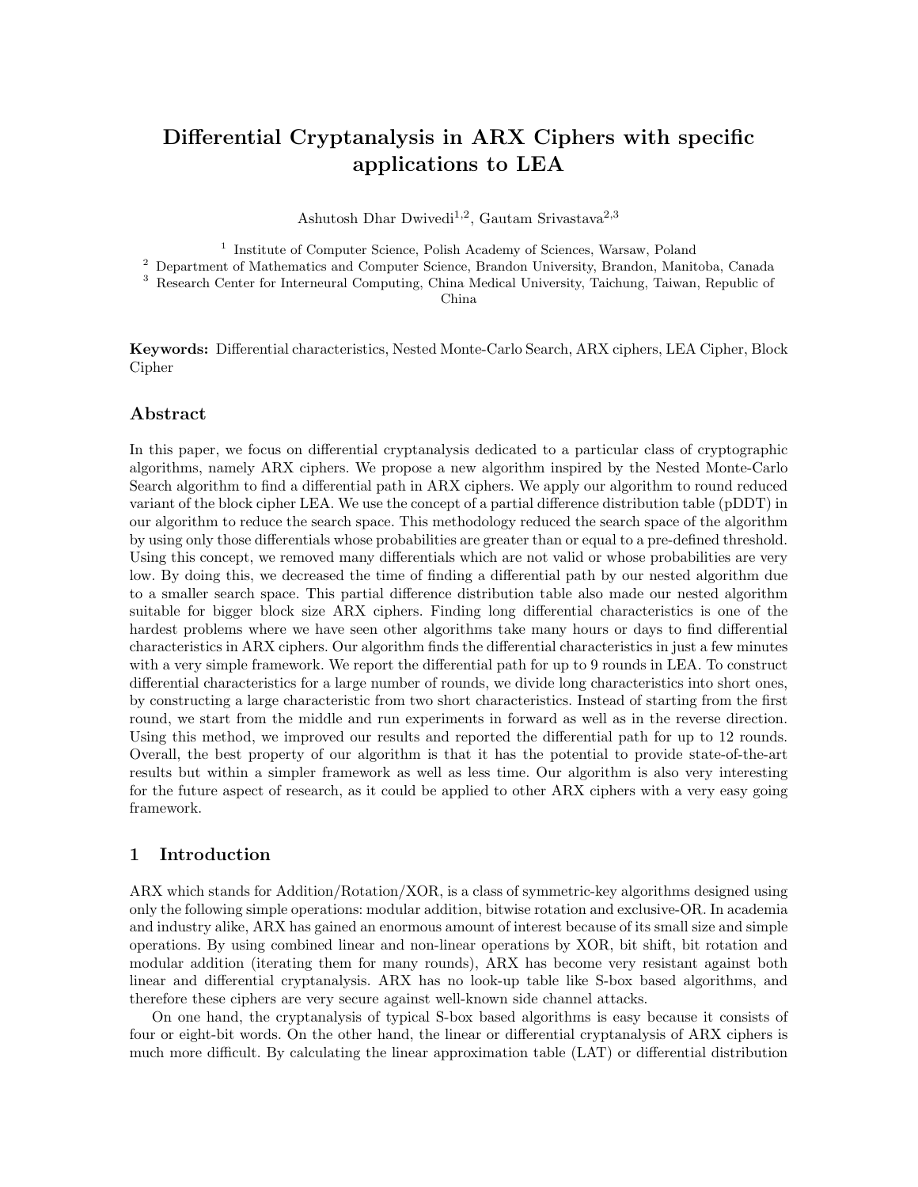# Differential Cryptanalysis in ARX Ciphers with specific applications to LEA

Ashutosh Dhar Dwivedi[1,2], Gautam Srivastava[2,3]

[1] Institute of Computer Science, Polish Academy of Sciences, Warsaw, Poland
[2] Department of Mathematics and Computer Science, Brandon University, Brandon, Manitoba, Canada
[3] Research Center for Interneural Computing, China Medical University, Taichung, Taiwan, Republic of China

**Keywords:** Differential characteristics, Nested Monte-Carlo Search, ARX ciphers, LEA Cipher, Block Cipher

## Abstract

In this paper, we focus on differential cryptanalysis dedicated to a particular class of cryptographic algorithms, namely ARX ciphers. We propose a new algorithm inspired by the Nested Monte-Carlo Search algorithm to find a differential path in ARX ciphers. We apply our algorithm to round reduced variant of the block cipher LEA. We use the concept of a partial difference distribution table (pDDT) in our algorithm to reduce the search space. This methodology reduced the search space of the algorithm by using only those differentials whose probabilities are greater than or equal to a pre-defined threshold. Using this concept, we removed many differentials which are not valid or whose probabilities are very low. By doing this, we decreased the time of finding a differential path by our nested algorithm due to a smaller search space. This partial difference distribution table also made our nested algorithm suitable for bigger block size ARX ciphers. Finding long differential characteristics is one of the hardest problems where we have seen other algorithms take many hours or days to find differential characteristics in ARX ciphers. Our algorithm finds the differential characteristics in just a few minutes with a very simple framework. We report the differential path for up to 9 rounds in LEA. To construct differential characteristics for a large number of rounds, we divide long characteristics into short ones, by constructing a large characteristic from two short characteristics. Instead of starting from the first round, we start from the middle and run experiments in forward as well as in the reverse direction. Using this method, we improved our results and reported the differential path for up to 12 rounds. Overall, the best property of our algorithm is that it has the potential to provide state-of-the-art results but within a simpler framework as well as less time. Our algorithm is also very interesting for the future aspect of research, as it could be applied to other ARX ciphers with a very easy going framework.

## 1 Introduction

ARX which stands for Addition/Rotation/XOR, is a class of symmetric-key algorithms designed using only the following simple operations: modular addition, bitwise rotation and exclusive-OR. In academia and industry alike, ARX has gained an enormous amount of interest because of its small size and simple operations. By using combined linear and non-linear operations by XOR, bit shift, bit rotation and modular addition (iterating them for many rounds), ARX has become very resistant against both linear and differential cryptanalysis. ARX has no look-up table like S-box based algorithms, and therefore these ciphers are very secure against well-known side channel attacks.

On one hand, the cryptanalysis of typical S-box based algorithms is easy because it consists of four or eight-bit words. On the other hand, the linear or differential cryptanalysis of ARX ciphers is much more difficult. By calculating the linear approximation table (LAT) or differential distribution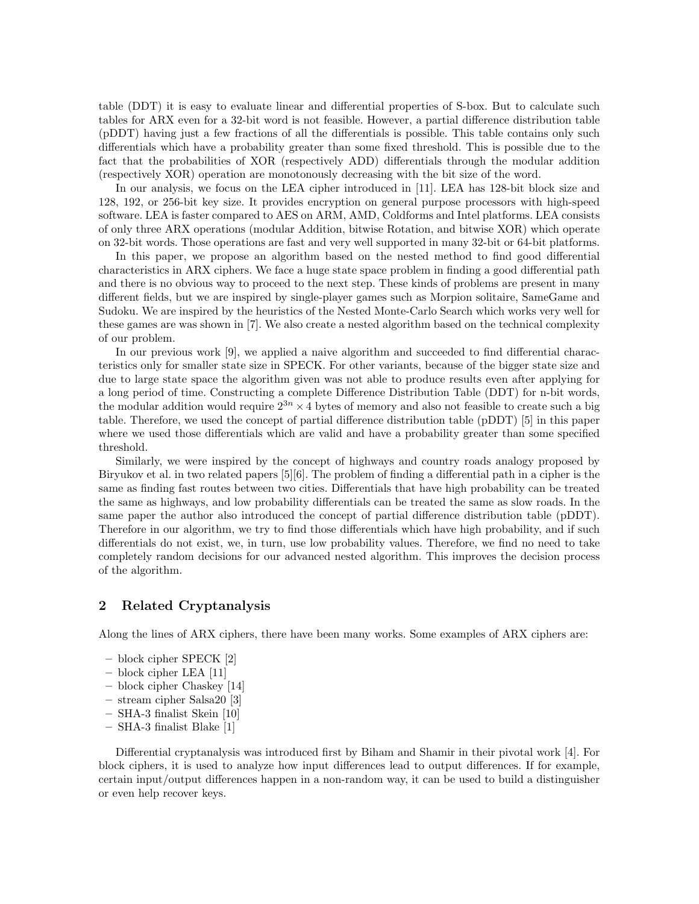table (DDT) it is easy to evaluate linear and differential properties of S-box. But to calculate such tables for ARX even for a 32-bit word is not feasible. However, a partial difference distribution table (pDDT) having just a few fractions of all the differentials is possible. This table contains only such differentials which have a probability greater than some fixed threshold. This is possible due to the fact that the probabilities of XOR (respectively ADD) differentials through the modular addition (respectively XOR) operation are monotonously decreasing with the bit size of the word.

In our analysis, we focus on the LEA cipher introduced in [11]. LEA has 128-bit block size and 128, 192, or 256-bit key size. It provides encryption on general purpose processors with high-speed software. LEA is faster compared to AES on ARM, AMD, Coldforms and Intel platforms. LEA consists of only three ARX operations (modular Addition, bitwise Rotation, and bitwise XOR) which operate on 32-bit words. Those operations are fast and very well supported in many 32-bit or 64-bit platforms.

In this paper, we propose an algorithm based on the nested method to find good differential characteristics in ARX ciphers. We face a huge state space problem in finding a good differential path and there is no obvious way to proceed to the next step. These kinds of problems are present in many different fields, but we are inspired by single-player games such as Morpion solitaire, SameGame and Sudoku. We are inspired by the heuristics of the Nested Monte-Carlo Search which works very well for these games are was shown in [7]. We also create a nested algorithm based on the technical complexity of our problem.

In our previous work [9], we applied a naive algorithm and succeeded to find differential characteristics only for smaller state size in SPECK. For other variants, because of the bigger state size and due to large state space the algorithm given was not able to produce results even after applying for a long period of time. Constructing a complete Difference Distribution Table (DDT) for n-bit words, the modular addition would require $2^{3n} \times 4$ bytes of memory and also not feasible to create such a big table. Therefore, we used the concept of partial difference distribution table (pDDT) [5] in this paper where we used those differentials which are valid and have a probability greater than some specified threshold.

Similarly, we were inspired by the concept of highways and country roads analogy proposed by Biryukov et al. in two related papers [5][6]. The problem of finding a differential path in a cipher is the same as finding fast routes between two cities. Differentials that have high probability can be treated the same as highways, and low probability differentials can be treated the same as slow roads. In the same paper the author also introduced the concept of partial difference distribution table (pDDT). Therefore in our algorithm, we try to find those differentials which have high probability, and if such differentials do not exist, we, in turn, use low probability values. Therefore, we find no need to take completely random decisions for our advanced nested algorithm. This improves the decision process of the algorithm.

## 2 Related Cryptanalysis

Along the lines of ARX ciphers, there have been many works. Some examples of ARX ciphers are:

- block cipher SPECK [2]
- block cipher LEA [11]
- block cipher Chaskey [14]
- stream cipher Salsa20 [3]
- SHA-3 finalist Skein [10]
- SHA-3 finalist Blake [1]

Differential cryptanalysis was introduced first by Biham and Shamir in their pivotal work [4]. For block ciphers, it is used to analyze how input differences lead to output differences. If for example, certain input/output differences happen in a non-random way, it can be used to build a distinguisher or even help recover keys.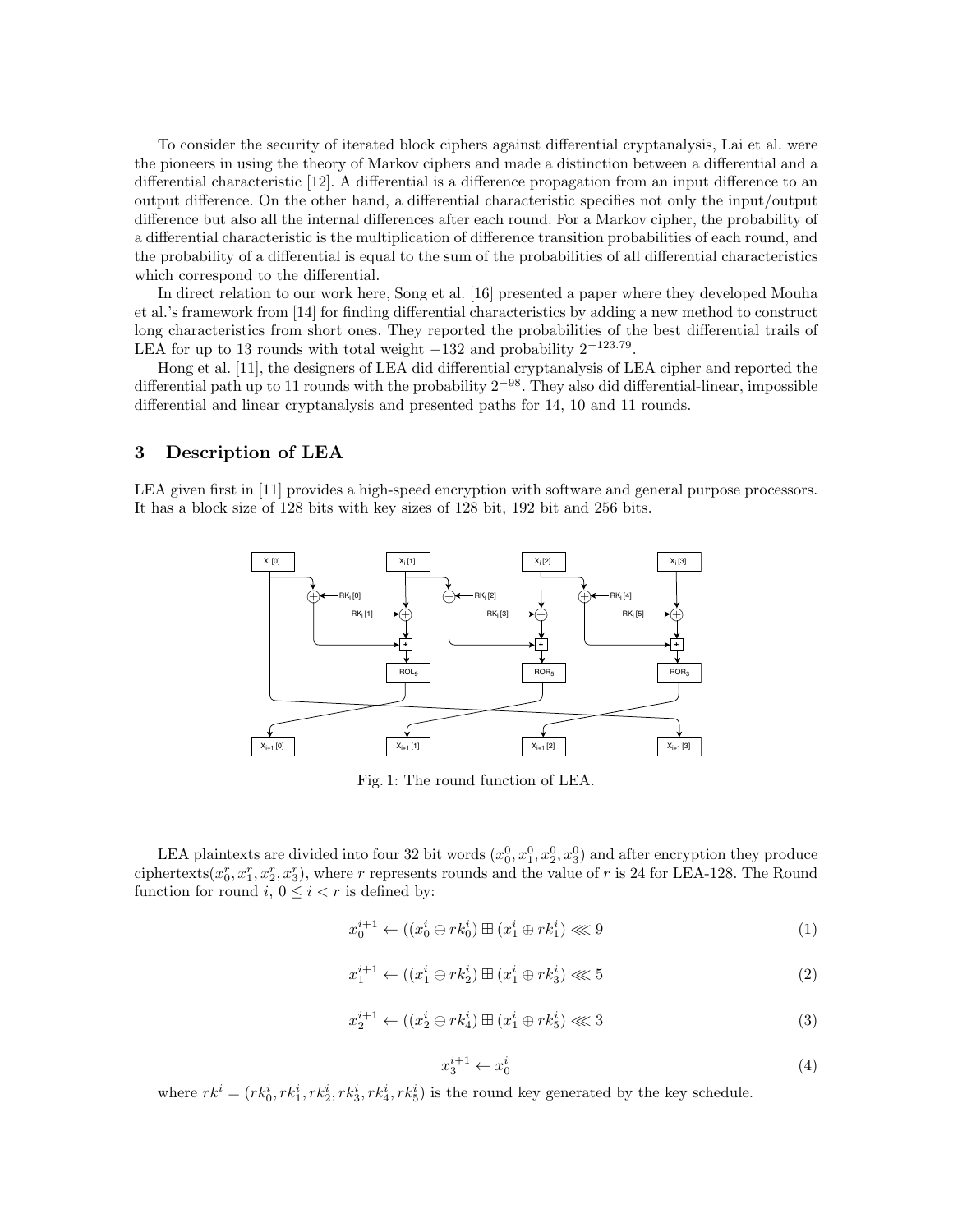To consider the security of iterated block ciphers against differential cryptanalysis, Lai et al. were the pioneers in using the theory of Markov ciphers and made a distinction between a differential and a differential characteristic [12]. A differential is a difference propagation from an input difference to an output difference. On the other hand, a differential characteristic specifies not only the input/output difference but also all the internal differences after each round. For a Markov cipher, the probability of a differential characteristic is the multiplication of difference transition probabilities of each round, and the probability of a differential is equal to the sum of the probabilities of all differential characteristics which correspond to the differential.

In direct relation to our work here, Song et al. [16] presented a paper where they developed Mouha et al.'s framework from [14] for finding differential characteristics by adding a new method to construct long characteristics from short ones. They reported the probabilities of the best differential trails of LEA for up to 13 rounds with total weight $-132$ and probability $2^{-123.79}$.

Hong et al. [11], the designers of LEA did differential cryptanalysis of LEA cipher and reported the differential path up to 11 rounds with the probability $2^{-98}$. They also did differential-linear, impossible differential and linear cryptanalysis and presented paths for 14, 10 and 11 rounds.

## 3 Description of LEA

LEA given first in [11] provides a high-speed encryption with software and general purpose processors. It has a block size of 128 bits with key sizes of 128 bit, 192 bit and 256 bits.

Fig. 1: The round function of LEA.

LEA plaintexts are divided into four 32 bit words $(x_0^0, x_1^0, x_2^0, x_3^0)$ and after encryption they produce ciphertexts$(x_0^r, x_1^r, x_2^r, x_3^r)$, where $r$ represents rounds and the value of $r$ is 24 for LEA-128. The Round function for round $i$, $0 \leq i < r$ is defined by:

$$x_0^{i+1} \leftarrow ((x_0^i \oplus rk_0^i) \boxplus (x_1^i \oplus rk_1^i) \lll 9 \tag{1}$$

$$x_1^{i+1} \leftarrow ((x_1^i \oplus rk_2^i) \boxplus (x_1^i \oplus rk_3^i) \lll 5 \tag{2}$$

$$x_2^{i+1} \leftarrow ((x_2^i \oplus rk_4^i) \boxplus (x_1^i \oplus rk_5^i) \lll 3 \tag{3}$$

$$x_3^{i+1} \leftarrow x_0^i \tag{4}$$

where $rk^i = (rk_0^i, rk_1^i, rk_2^i, rk_3^i, rk_4^i, rk_5^i)$ is the round key generated by the key schedule.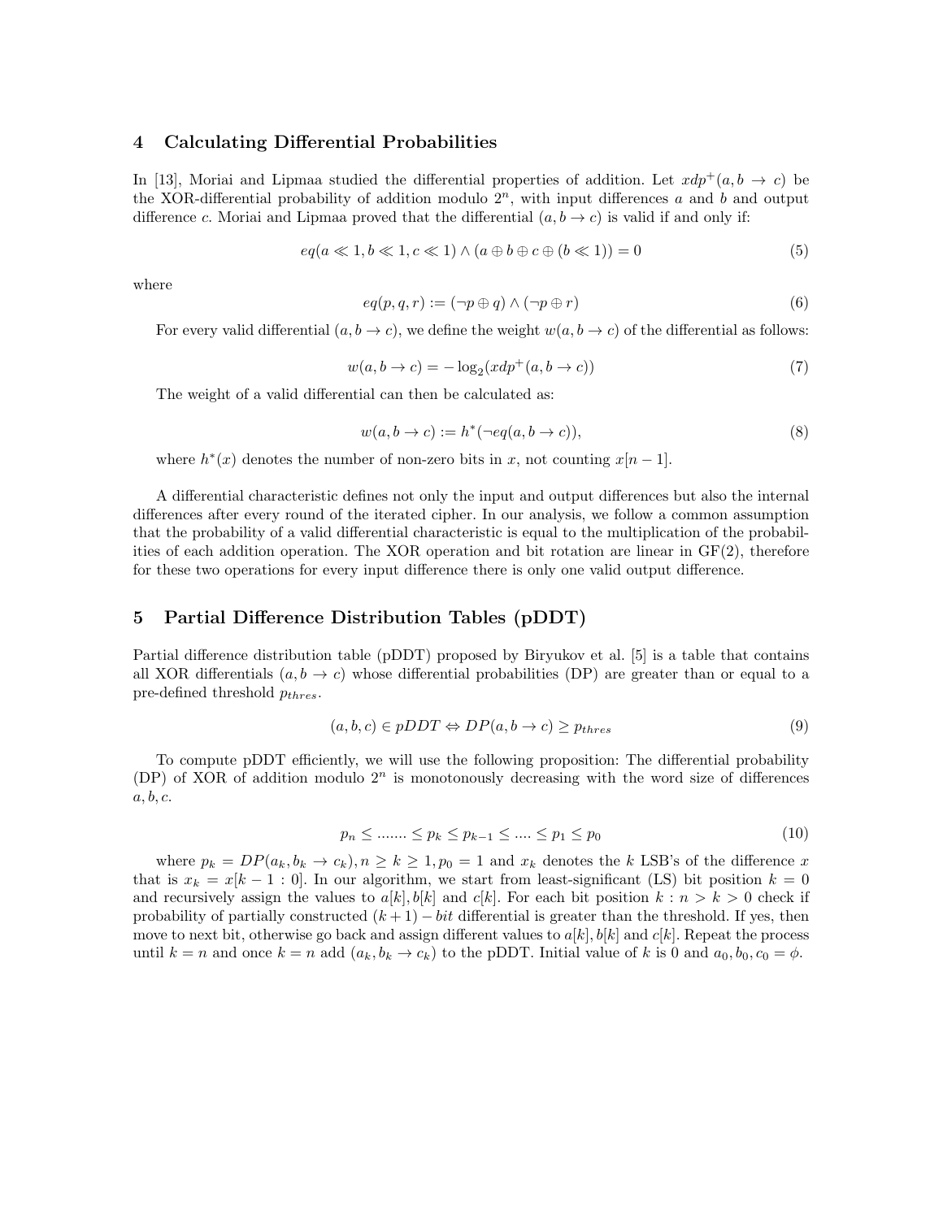## 4 Calculating Differential Probabilities

In [13], Moriai and Lipmaa studied the differential properties of addition. Let $xdp^+(a, b \to c)$ be the XOR-differential probability of addition modulo $2^n$, with input differences $a$ and $b$ and output difference $c$. Moriai and Lipmaa proved that the differential $(a, b \to c)$ is valid if and only if:

$$eq(a \ll 1, b \ll 1, c \ll 1) \wedge (a \oplus b \oplus c \oplus (b \ll 1)) = 0 \tag{5}$$

where

$$eq(p, q, r) := (\neg p \oplus q) \wedge (\neg p \oplus r) \tag{6}$$

For every valid differential $(a, b \to c)$, we define the weight $w(a, b \to c)$ of the differential as follows:

$$w(a, b \to c) = -\log_2(xdp^+(a, b \to c)) \tag{7}$$

The weight of a valid differential can then be calculated as:

$$w(a, b \to c) := h^*(\neg eq(a, b \to c)), \tag{8}$$

where $h^*(x)$ denotes the number of non-zero bits in $x$, not counting $x[n-1]$.

A differential characteristic defines not only the input and output differences but also the internal differences after every round of the iterated cipher. In our analysis, we follow a common assumption that the probability of a valid differential characteristic is equal to the multiplication of the probabilities of each addition operation. The XOR operation and bit rotation are linear in GF(2), therefore for these two operations for every input difference there is only one valid output difference.

## 5 Partial Difference Distribution Tables (pDDT)

Partial difference distribution table (pDDT) proposed by Biryukov et al. [5] is a table that contains all XOR differentials $(a, b \to c)$ whose differential probabilities (DP) are greater than or equal to a pre-defined threshold $p_{thres}$.

$$(a, b, c) \in pDDT \Leftrightarrow DP(a, b \to c) \geq p_{thres} \tag{9}$$

To compute pDDT efficiently, we will use the following proposition: The differential probability (DP) of XOR of addition modulo $2^n$ is monotonously decreasing with the word size of differences $a, b, c$.

$$p_n \leq ....... \leq p_k \leq p_{k-1} \leq .... \leq p_1 \leq p_0 \tag{10}$$

where $p_k = DP(a_k, b_k \to c_k), n \geq k \geq 1, p_0 = 1$ and $x_k$ denotes the $k$ LSB's of the difference $x$ that is $x_k = x[k-1:0]$. In our algorithm, we start from least-significant (LS) bit position $k = 0$ and recursively assign the values to $a[k], b[k]$ and $c[k]$. For each bit position $k : n > k > 0$ check if probability of partially constructed $(k+1)-bit$ differential is greater than the threshold. If yes, then move to next bit, otherwise go back and assign different values to $a[k], b[k]$ and $c[k]$. Repeat the process until $k = n$ and once $k = n$ add $(a_k, b_k \to c_k)$ to the pDDT. Initial value of $k$ is 0 and $a_0, b_0, c_0 = \phi$.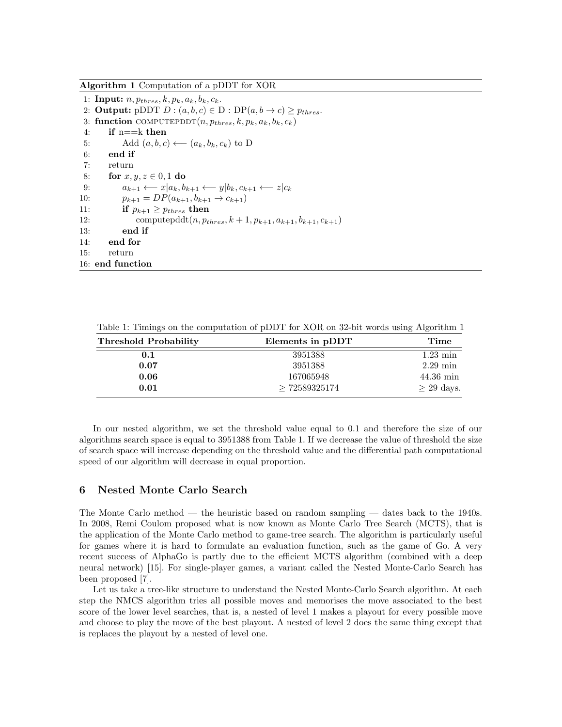**Algorithm 1** Computation of a pDDT for XOR

```
1: Input: n, p_thres, k, p_k, a_k, b_k, c_k.
2: Output: pDDT D : (a, b, c) ∈ D : DP(a, b → c) ≥ p_thres.
3: function COMPUTEPDDT(n, p_thres, k, p_k, a_k, b_k, c_k)
4:     if n==k then
5:         Add (a, b, c) ⟵ (a_k, b_k, c_k) to D
6:     end if
7:     return
8:     for x, y, z ∈ 0, 1 do
9:         a_{k+1} ⟵ x|a_k, b_{k+1} ⟵ y|b_k, c_{k+1} ⟵ z|c_k
10:        p_{k+1} = DP(a_{k+1}, b_{k+1} → c_{k+1})
11:        if p_{k+1} ≥ p_thres then
12:            computepddt(n, p_thres, k + 1, p_{k+1}, a_{k+1}, b_{k+1}, c_{k+1})
13:        end if
14:    end for
15:    return
16: end function
```

Table 1: Timings on the computation of pDDT for XOR on 32-bit words using Algorithm 1

| Threshold Probability | Elements in pDDT | Time |
|---|---|---|
| **0.1** | 3951388 | 1.23 min |
| **0.07** | 3951388 | 2.29 min |
| **0.06** | 167065948 | 44.36 min |
| **0.01** | $\geq$ 72589325174 | $\geq$ 29 days. |

In our nested algorithm, we set the threshold value equal to 0.1 and therefore the size of our algorithms search space is equal to 3951388 from Table 1. If we decrease the value of threshold the size of search space will increase depending on the threshold value and the differential path computational speed of our algorithm will decrease in equal proportion.

## 6 Nested Monte Carlo Search

The Monte Carlo method — the heuristic based on random sampling — dates back to the 1940s. In 2008, Remi Coulom proposed what is now known as Monte Carlo Tree Search (MCTS), that is the application of the Monte Carlo method to game-tree search. The algorithm is particularly useful for games where it is hard to formulate an evaluation function, such as the game of Go. A very recent success of AlphaGo is partly due to the efficient MCTS algorithm (combined with a deep neural network) [15]. For single-player games, a variant called the Nested Monte-Carlo Search has been proposed [7].

Let us take a tree-like structure to understand the Nested Monte-Carlo Search algorithm. At each step the NMCS algorithm tries all possible moves and memorises the move associated to the best score of the lower level searches, that is, a nested of level 1 makes a playout for every possible move and choose to play the move of the best playout. A nested of level 2 does the same thing except that is replaces the playout by a nested of level one.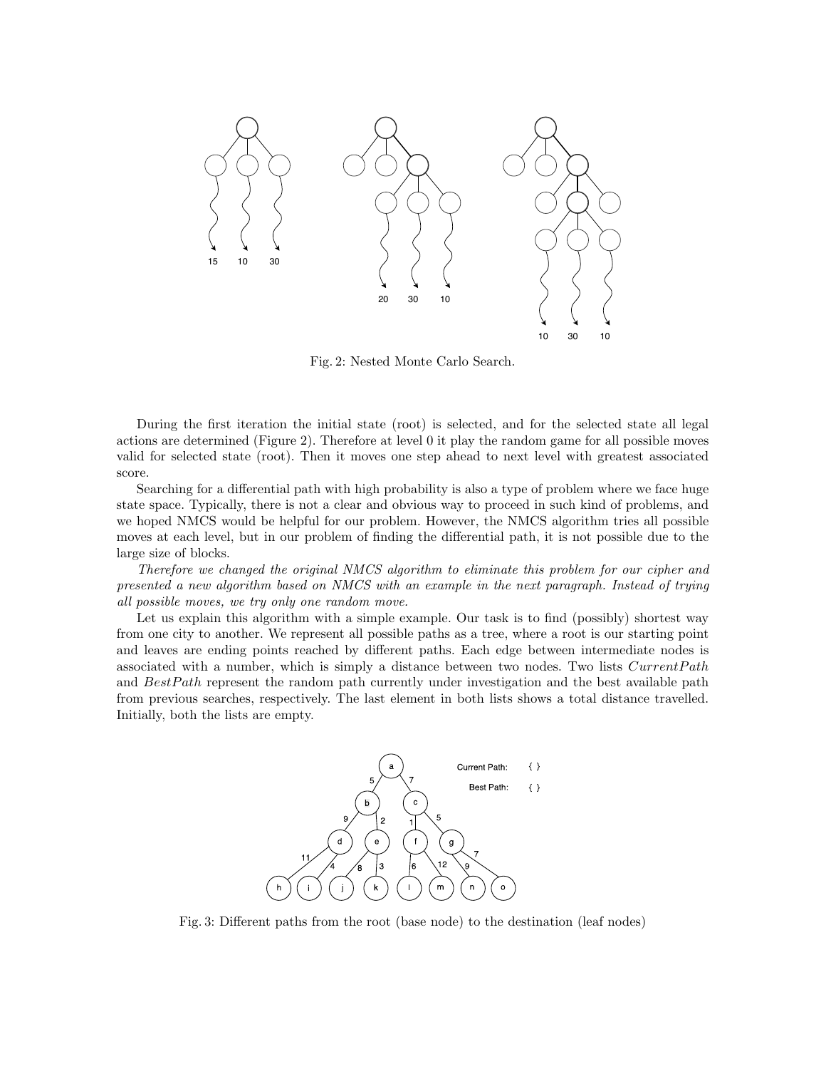Fig. 2: Nested Monte Carlo Search.

During the first iteration the initial state (root) is selected, and for the selected state all legal actions are determined (Figure 2). Therefore at level 0 it play the random game for all possible moves valid for selected state (root). Then it moves one step ahead to next level with greatest associated score.

Searching for a differential path with high probability is also a type of problem where we face huge state space. Typically, there is not a clear and obvious way to proceed in such kind of problems, and we hoped NMCS would be helpful for our problem. However, the NMCS algorithm tries all possible moves at each level, but in our problem of finding the differential path, it is not possible due to the large size of blocks.

*Therefore we changed the original NMCS algorithm to eliminate this problem for our cipher and presented a new algorithm based on NMCS with an example in the next paragraph. Instead of trying all possible moves, we try only one random move.*

Let us explain this algorithm with a simple example. Our task is to find (possibly) shortest way from one city to another. We represent all possible paths as a tree, where a root is our starting point and leaves are ending points reached by different paths. Each edge between intermediate nodes is associated with a number, which is simply a distance between two nodes. Two lists $CurrentPath$ and $BestPath$ represent the random path currently under investigation and the best available path from previous searches, respectively. The last element in both lists shows a total distance travelled. Initially, both the lists are empty.

Fig. 3: Different paths from the root (base node) to the destination (leaf nodes)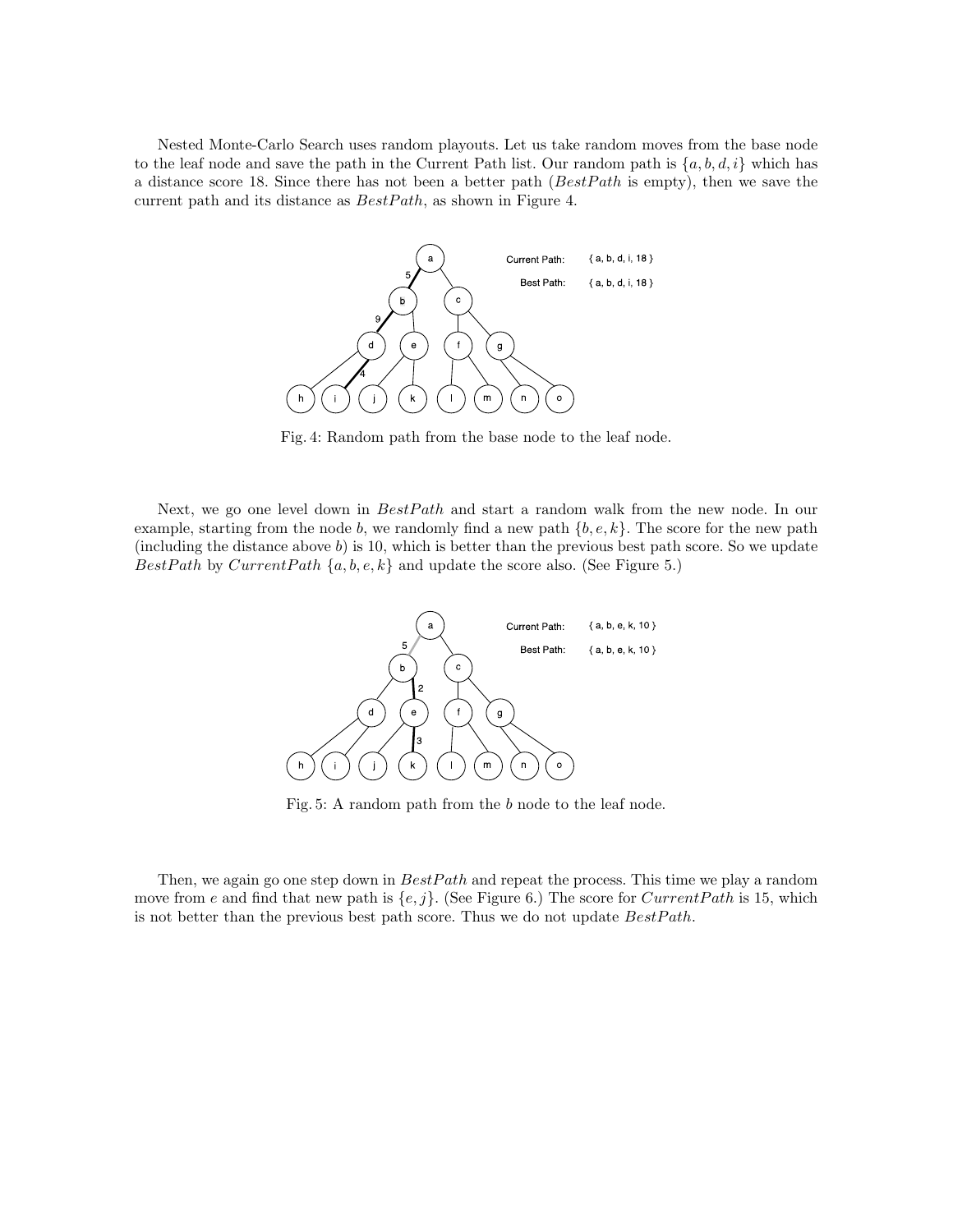Nested Monte-Carlo Search uses random playouts. Let us take random moves from the base node to the leaf node and save the path in the Current Path list. Our random path is $\{a, b, d, i\}$ which has a distance score 18. Since there has not been a better path ($BestPath$ is empty), then we save the current path and its distance as $BestPath$, as shown in Figure 4.

Fig. 4: Random path from the base node to the leaf node.

Next, we go one level down in $BestPath$ and start a random walk from the new node. In our example, starting from the node $b$, we randomly find a new path $\{b, e, k\}$. The score for the new path (including the distance above $b$) is 10, which is better than the previous best path score. So we update $BestPath$ by $CurrentPath$ $\{a, b, e, k\}$ and update the score also. (See Figure 5.)

Fig. 5: A random path from the $b$ node to the leaf node.

Then, we again go one step down in $BestPath$ and repeat the process. This time we play a random move from $e$ and find that new path is $\{e, j\}$. (See Figure 6.) The score for $CurrentPath$ is 15, which is not better than the previous best path score. Thus we do not update $BestPath$.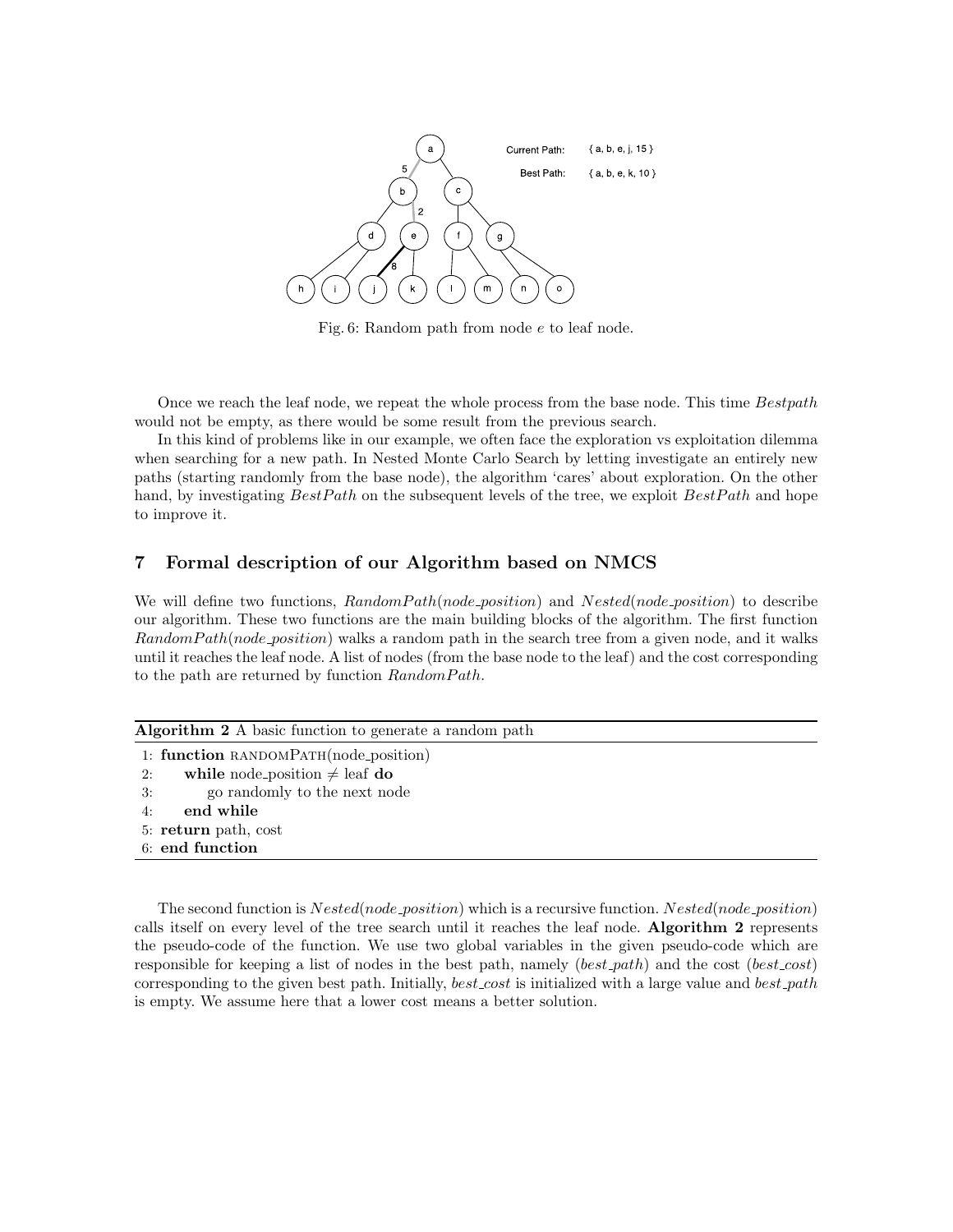Fig. 6: Random path from node $e$ to leaf node.

Once we reach the leaf node, we repeat the whole process from the base node. This time *Bestpath* would not be empty, as there would be some result from the previous search.

In this kind of problems like in our example, we often face the exploration vs exploitation dilemma when searching for a new path. In Nested Monte Carlo Search by letting investigate an entirely new paths (starting randomly from the base node), the algorithm 'cares' about exploration. On the other hand, by investigating *BestPath* on the subsequent levels of the tree, we exploit *BestPath* and hope to improve it.

## 7 Formal description of our Algorithm based on NMCS

We will define two functions, *RandomPath*(*node_position*) and *Nested*(*node_position*) to describe our algorithm. These two functions are the main building blocks of the algorithm. The first function *RandomPath*(*node_position*) walks a random path in the search tree from a given node, and it walks until it reaches the leaf node. A list of nodes (from the base node to the leaf) and the cost corresponding to the path are returned by function *RandomPath*.

**Algorithm 2** A basic function to generate a random path

```
1: function RANDOMPATH(node_position)
2:     while node_position ≠ leaf do
3:         go randomly to the next node
4:     end while
5: return path, cost
6: end function
```

The second function is *Nested*(*node_position*) which is a recursive function. *Nested*(*node_position*) calls itself on every level of the tree search until it reaches the leaf node. **Algorithm 2** represents the pseudo-code of the function. We use two global variables in the given pseudo-code which are responsible for keeping a list of nodes in the best path, namely (*best_path*) and the cost (*best_cost*) corresponding to the given best path. Initially, *best_cost* is initialized with a large value and *best_path* is empty. We assume here that a lower cost means a better solution.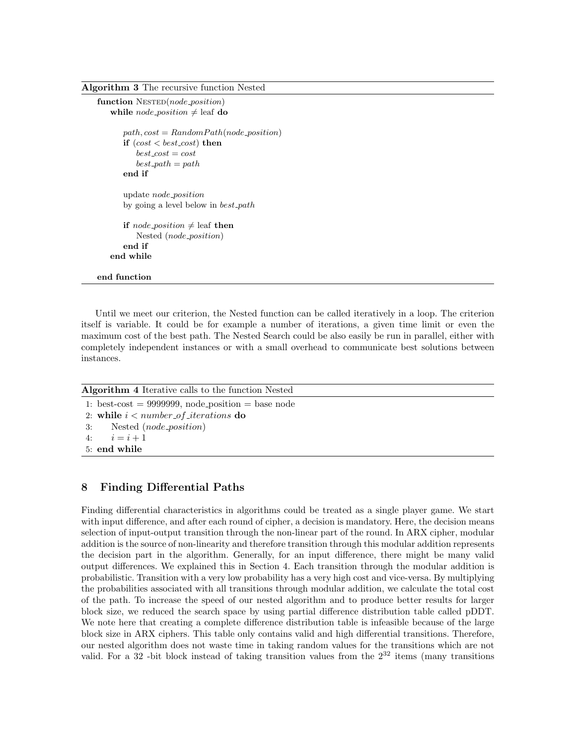**Algorithm 3** The recursive function Nested

```
function NESTED(node_position)
    while node_position ≠ leaf do

        path, cost = RandomPath(node_position)
        if (cost < best_cost) then
            best_cost = cost
            best_path = path
        end if

        update node_position
        by going a level below in best_path

        if node_position ≠ leaf then
            Nested (node_position)
        end if
    end while

end function
```

Until we meet our criterion, the Nested function can be called iteratively in a loop. The criterion itself is variable. It could be for example a number of iterations, a given time limit or even the maximum cost of the best path. The Nested Search could be also easily be run in parallel, either with completely independent instances or with a small overhead to communicate best solutions between instances.

**Algorithm 4** Iterative calls to the function Nested

```
1: best-cost = 9999999, node_position = base node
2: while i < number_of_iterations do
3:     Nested (node_position)
4:     i = i + 1
5: end while
```

## 8 Finding Differential Paths

Finding differential characteristics in algorithms could be treated as a single player game. We start with input difference, and after each round of cipher, a decision is mandatory. Here, the decision means selection of input-output transition through the non-linear part of the round. In ARX cipher, modular addition is the source of non-linearity and therefore transition through this modular addition represents the decision part in the algorithm. Generally, for an input difference, there might be many valid output differences. We explained this in Section 4. Each transition through the modular addition is probabilistic. Transition with a very low probability has a very high cost and vice-versa. By multiplying the probabilities associated with all transitions through modular addition, we calculate the total cost of the path. To increase the speed of our nested algorithm and to produce better results for larger block size, we reduced the search space by using partial difference distribution table called pDDT. We note here that creating a complete difference distribution table is infeasible because of the large block size in ARX ciphers. This table only contains valid and high differential transitions. Therefore, our nested algorithm does not waste time in taking random values for the transitions which are not valid. For a 32 -bit block instead of taking transition values from the $2^{32}$ items (many transitions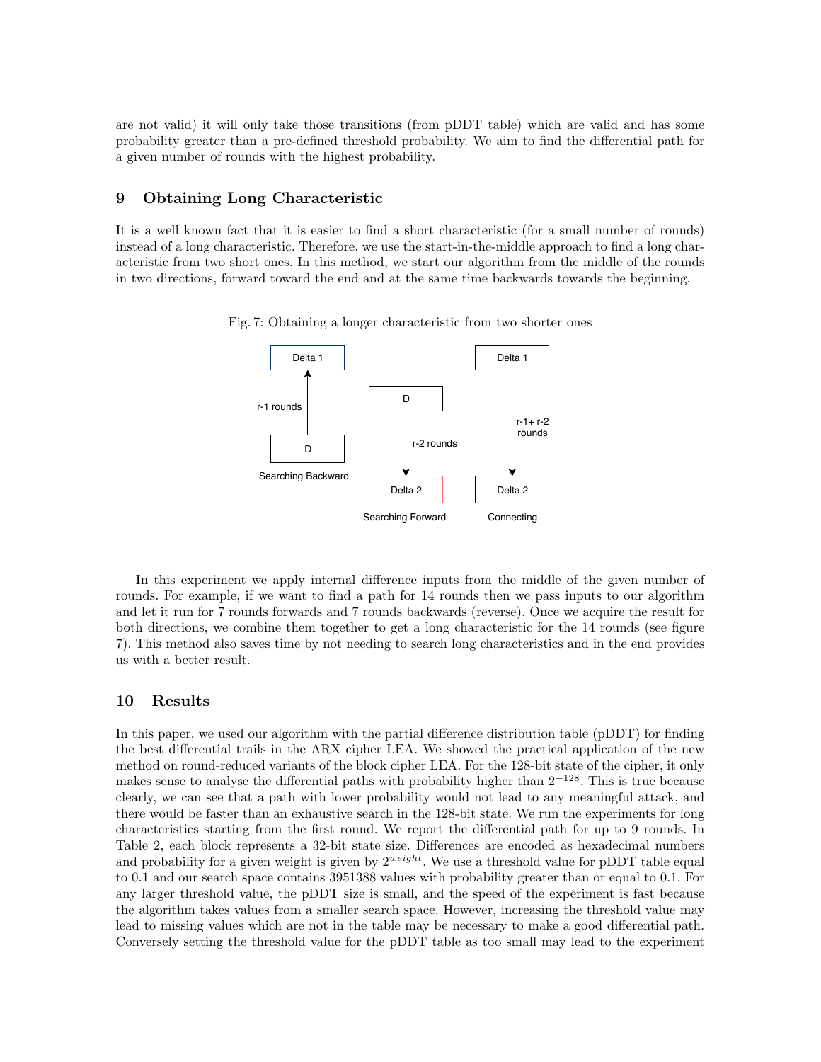are not valid) it will only take those transitions (from pDDT table) which are valid and has some probability greater than a pre-defined threshold probability. We aim to find the differential path for a given number of rounds with the highest probability.

## 9 Obtaining Long Characteristic

It is a well known fact that it is easier to find a short characteristic (for a small number of rounds) instead of a long characteristic. Therefore, we use the start-in-the-middle approach to find a long characteristic from two short ones. In this method, we start our algorithm from the middle of the rounds in two directions, forward toward the end and at the same time backwards towards the beginning.

Fig. 7: Obtaining a longer characteristic from two shorter ones

In this experiment we apply internal difference inputs from the middle of the given number of rounds. For example, if we want to find a path for 14 rounds then we pass inputs to our algorithm and let it run for 7 rounds forwards and 7 rounds backwards (reverse). Once we acquire the result for both directions, we combine them together to get a long characteristic for the 14 rounds (see figure 7). This method also saves time by not needing to search long characteristics and in the end provides us with a better result.

## 10 Results

In this paper, we used our algorithm with the partial difference distribution table (pDDT) for finding the best differential trails in the ARX cipher LEA. We showed the practical application of the new method on round-reduced variants of the block cipher LEA. For the 128-bit state of the cipher, it only makes sense to analyse the differential paths with probability higher than $2^{-128}$. This is true because clearly, we can see that a path with lower probability would not lead to any meaningful attack, and there would be faster than an exhaustive search in the 128-bit state. We run the experiments for long characteristics starting from the first round. We report the differential path for up to 9 rounds. In Table 2, each block represents a 32-bit state size. Differences are encoded as hexadecimal numbers and probability for a given weight is given by $2^{weight}$. We use a threshold value for pDDT table equal to 0.1 and our search space contains 3951388 values with probability greater than or equal to 0.1. For any larger threshold value, the pDDT size is small, and the speed of the experiment is fast because the algorithm takes values from a smaller search space. However, increasing the threshold value may lead to missing values which are not in the table may be necessary to make a good differential path. Conversely setting the threshold value for the pDDT table as too small may lead to the experiment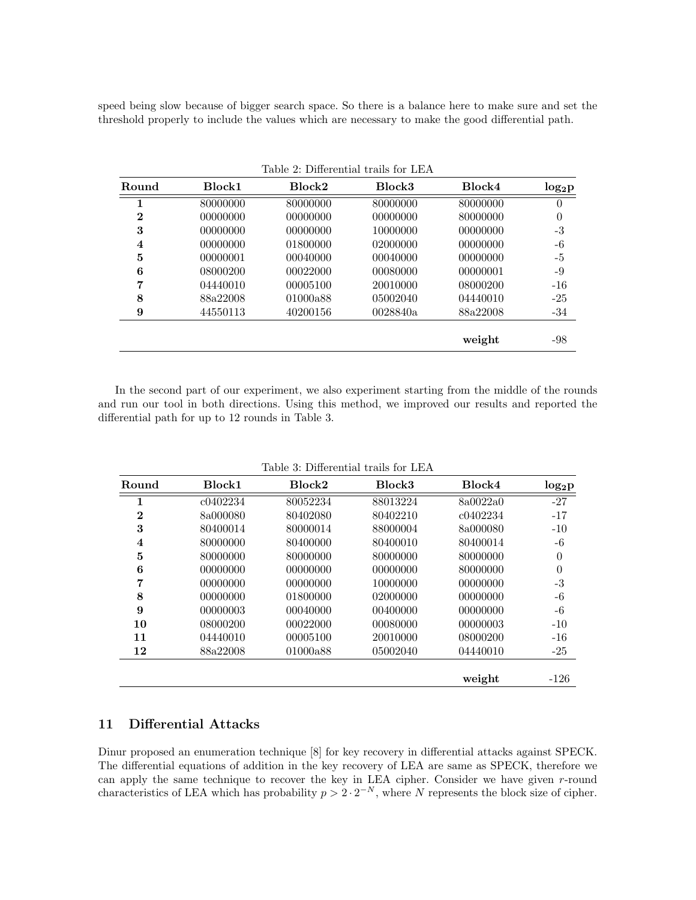speed being slow because of bigger search space. So there is a balance here to make sure and set the threshold properly to include the values which are necessary to make the good differential path.

Table 2: Differential trails for LEA

| Round | Block1 | Block2 | Block3 | Block4 | $\log_2 p$ |
|---|---|---|---|---|---|
| **1** | 80000000 | 80000000 | 80000000 | 80000000 | 0 |
| **2** | 00000000 | 00000000 | 00000000 | 80000000 | 0 |
| **3** | 00000000 | 00000000 | 10000000 | 00000000 | -3 |
| **4** | 00000000 | 01800000 | 02000000 | 00000000 | -6 |
| **5** | 00000001 | 00040000 | 00040000 | 00000000 | -5 |
| **6** | 08000200 | 00022000 | 00080000 | 00000001 | -9 |
| **7** | 04440010 | 00005100 | 20010000 | 08000200 | -16 |
| **8** | 88a22008 | 01000a88 | 05002040 | 04440010 | -25 |
| **9** | 44550113 | 40200156 | 0028840a | 88a22008 | -34 |
| | | | | **weight** | -98 |

In the second part of our experiment, we also experiment starting from the middle of the rounds and run our tool in both directions. Using this method, we improved our results and reported the differential path for up to 12 rounds in Table 3.

Table 3: Differential trails for LEA

| Round | Block1 | Block2 | Block3 | Block4 | $\log_2 p$ |
|---|---|---|---|---|---|
| **1** | c0402234 | 80052234 | 88013224 | 8a0022a0 | -27 |
| **2** | 8a000080 | 80402080 | 80402210 | c0402234 | -17 |
| **3** | 80400014 | 80000014 | 88000004 | 8a000080 | -10 |
| **4** | 80000000 | 80400000 | 80400010 | 80400014 | -6 |
| **5** | 80000000 | 80000000 | 80000000 | 80000000 | 0 |
| **6** | 00000000 | 00000000 | 00000000 | 80000000 | 0 |
| **7** | 00000000 | 00000000 | 10000000 | 00000000 | -3 |
| **8** | 00000000 | 01800000 | 02000000 | 00000000 | -6 |
| **9** | 00000003 | 00040000 | 00400000 | 00000000 | -6 |
| **10** | 08000200 | 00022000 | 00080000 | 00000003 | -10 |
| **11** | 04440010 | 00005100 | 20010000 | 08000200 | -16 |
| **12** | 88a22008 | 01000a88 | 05002040 | 04440010 | -25 |
| | | | | **weight** | -126 |

## 11 Differential Attacks

Dinur proposed an enumeration technique [8] for key recovery in differential attacks against SPECK. The differential equations of addition in the key recovery of LEA are same as SPECK, therefore we can apply the same technique to recover the key in LEA cipher. Consider we have given $r$-round characteristics of LEA which has probability $p > 2 \cdot 2^{-N}$, where $N$ represents the block size of cipher.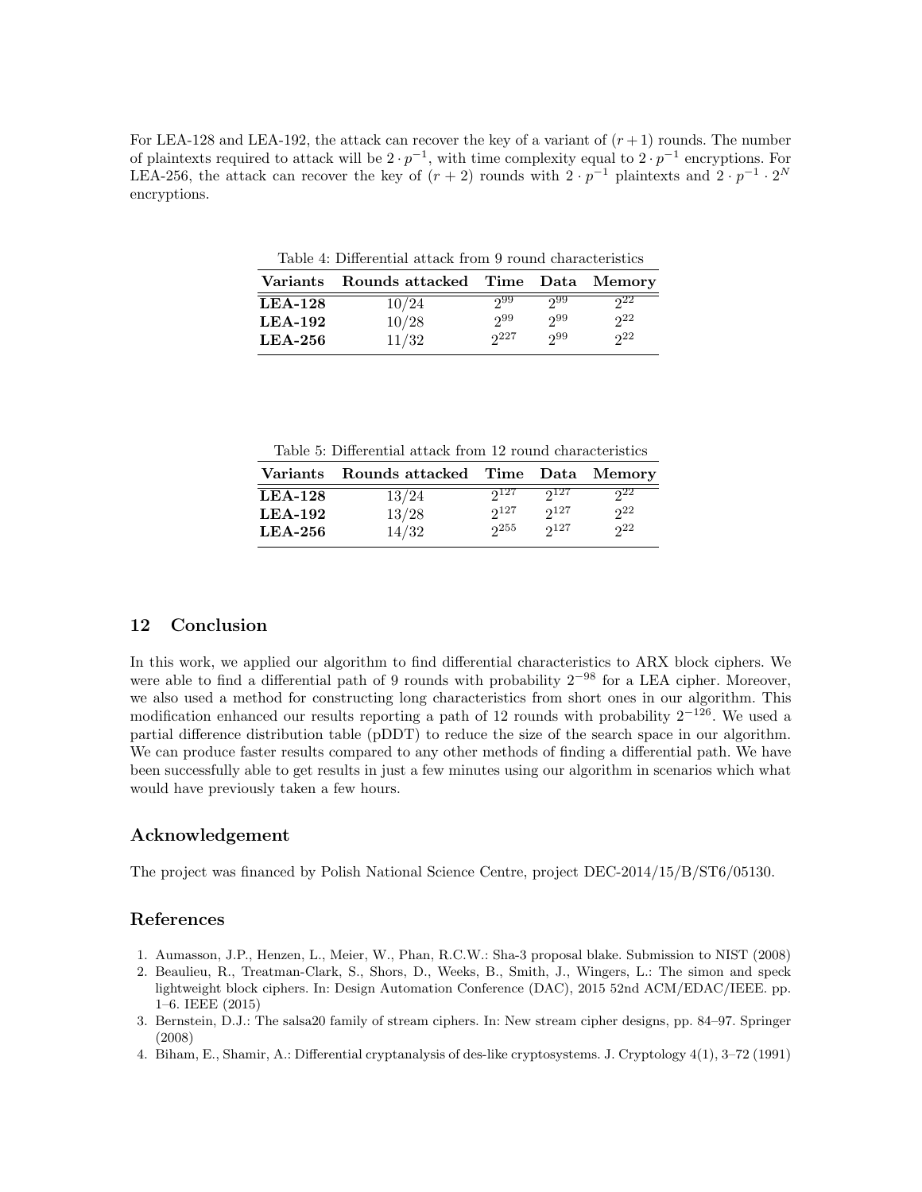For LEA-128 and LEA-192, the attack can recover the key of a variant of $(r+1)$ rounds. The number of plaintexts required to attack will be $2 \cdot p^{-1}$, with time complexity equal to $2 \cdot p^{-1}$ encryptions. For LEA-256, the attack can recover the key of $(r+2)$ rounds with $2 \cdot p^{-1}$ plaintexts and $2 \cdot p^{-1} \cdot 2^N$ encryptions.

Table 4: Differential attack from 9 round characteristics

| Variants | Rounds attacked | Time | Data | Memory |
|---|---|---|---|---|
| **LEA-128** | 10/24 | $2^{99}$ | $2^{99}$ | $2^{22}$ |
| **LEA-192** | 10/28 | $2^{99}$ | $2^{99}$ | $2^{22}$ |
| **LEA-256** | 11/32 | $2^{227}$ | $2^{99}$ | $2^{22}$ |

Table 5: Differential attack from 12 round characteristics

| Variants | Rounds attacked | Time | Data | Memory |
|---|---|---|---|---|
| **LEA-128** | 13/24 | $2^{127}$ | $2^{127}$ | $2^{22}$ |
| **LEA-192** | 13/28 | $2^{127}$ | $2^{127}$ | $2^{22}$ |
| **LEA-256** | 14/32 | $2^{255}$ | $2^{127}$ | $2^{22}$ |

## 12 Conclusion

In this work, we applied our algorithm to find differential characteristics to ARX block ciphers. We were able to find a differential path of 9 rounds with probability $2^{-98}$ for a LEA cipher. Moreover, we also used a method for constructing long characteristics from short ones in our algorithm. This modification enhanced our results reporting a path of 12 rounds with probability $2^{-126}$. We used a partial difference distribution table (pDDT) to reduce the size of the search space in our algorithm. We can produce faster results compared to any other methods of finding a differential path. We have been successfully able to get results in just a few minutes using our algorithm in scenarios which what would have previously taken a few hours.

## Acknowledgement

The project was financed by Polish National Science Centre, project DEC-2014/15/B/ST6/05130.

## References

1. Aumasson, J.P., Henzen, L., Meier, W., Phan, R.C.W.: Sha-3 proposal blake. Submission to NIST (2008)
2. Beaulieu, R., Treatman-Clark, S., Shors, D., Weeks, B., Smith, J., Wingers, L.: The simon and speck lightweight block ciphers. In: Design Automation Conference (DAC), 2015 52nd ACM/EDAC/IEEE. pp. 1–6. IEEE (2015)
3. Bernstein, D.J.: The salsa20 family of stream ciphers. In: New stream cipher designs, pp. 84–97. Springer (2008)
4. Biham, E., Shamir, A.: Differential cryptanalysis of des-like cryptosystems. J. Cryptology 4(1), 3–72 (1991)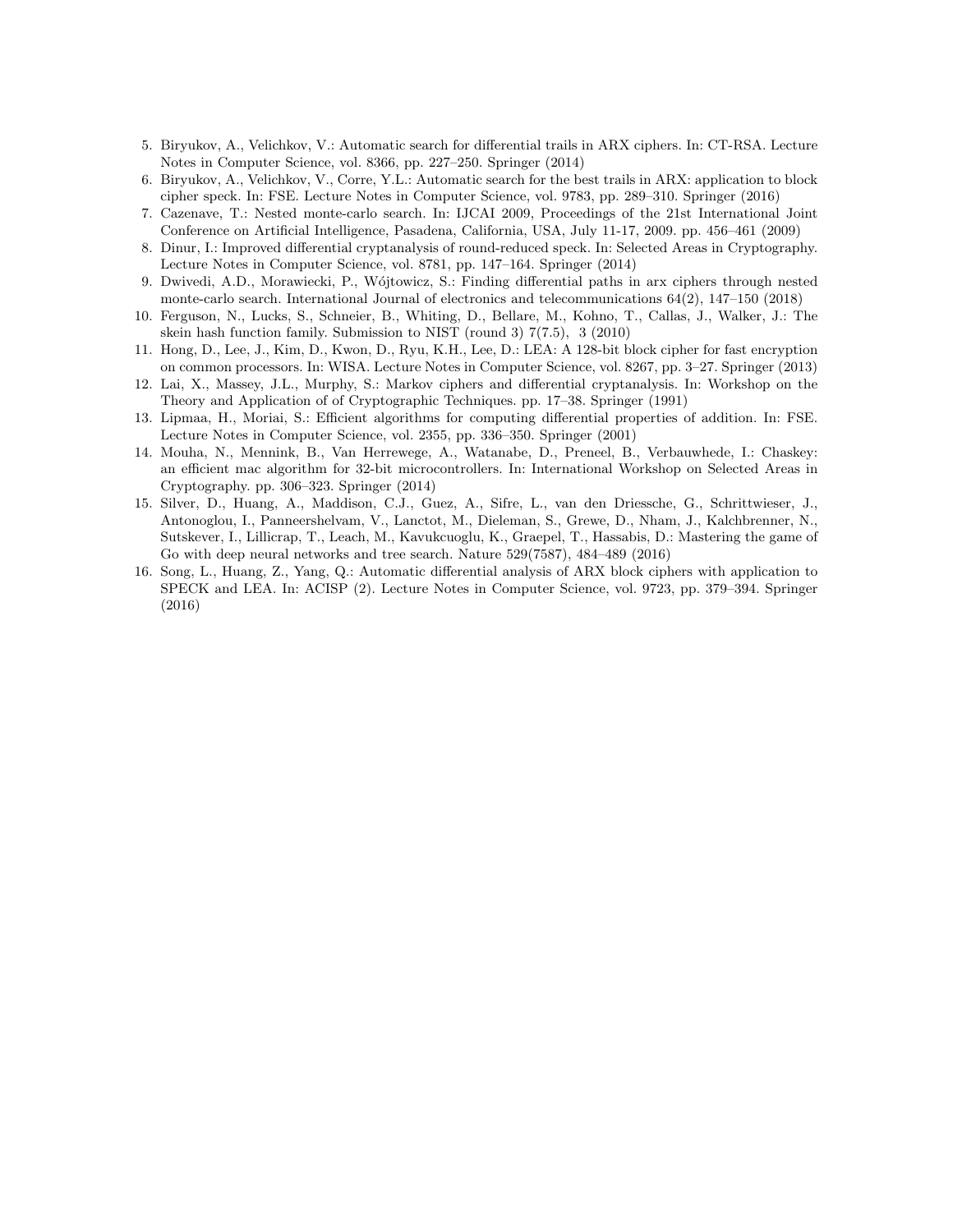5. Biryukov, A., Velichkov, V.: Automatic search for differential trails in ARX ciphers. In: CT-RSA. Lecture Notes in Computer Science, vol. 8366, pp. 227–250. Springer (2014)
6. Biryukov, A., Velichkov, V., Corre, Y.L.: Automatic search for the best trails in ARX: application to block cipher speck. In: FSE. Lecture Notes in Computer Science, vol. 9783, pp. 289–310. Springer (2016)
7. Cazenave, T.: Nested monte-carlo search. In: IJCAI 2009, Proceedings of the 21st International Joint Conference on Artificial Intelligence, Pasadena, California, USA, July 11-17, 2009. pp. 456–461 (2009)
8. Dinur, I.: Improved differential cryptanalysis of round-reduced speck. In: Selected Areas in Cryptography. Lecture Notes in Computer Science, vol. 8781, pp. 147–164. Springer (2014)
9. Dwivedi, A.D., Morawiecki, P., Wójtowicz, S.: Finding differential paths in arx ciphers through nested monte-carlo search. International Journal of electronics and telecommunications 64(2), 147–150 (2018)
10. Ferguson, N., Lucks, S., Schneier, B., Whiting, D., Bellare, M., Kohno, T., Callas, J., Walker, J.: The skein hash function family. Submission to NIST (round 3) 7(7.5), 3 (2010)
11. Hong, D., Lee, J., Kim, D., Kwon, D., Ryu, K.H., Lee, D.: LEA: A 128-bit block cipher for fast encryption on common processors. In: WISA. Lecture Notes in Computer Science, vol. 8267, pp. 3–27. Springer (2013)
12. Lai, X., Massey, J.L., Murphy, S.: Markov ciphers and differential cryptanalysis. In: Workshop on the Theory and Application of of Cryptographic Techniques. pp. 17–38. Springer (1991)
13. Lipmaa, H., Moriai, S.: Efficient algorithms for computing differential properties of addition. In: FSE. Lecture Notes in Computer Science, vol. 2355, pp. 336–350. Springer (2001)
14. Mouha, N., Mennink, B., Van Herrewege, A., Watanabe, D., Preneel, B., Verbauwhede, I.: Chaskey: an efficient mac algorithm for 32-bit microcontrollers. In: International Workshop on Selected Areas in Cryptography. pp. 306–323. Springer (2014)
15. Silver, D., Huang, A., Maddison, C.J., Guez, A., Sifre, L., van den Driessche, G., Schrittwieser, J., Antonoglou, I., Panneershelvam, V., Lanctot, M., Dieleman, S., Grewe, D., Nham, J., Kalchbrenner, N., Sutskever, I., Lillicrap, T., Leach, M., Kavukcuoglu, K., Graepel, T., Hassabis, D.: Mastering the game of Go with deep neural networks and tree search. Nature 529(7587), 484–489 (2016)
16. Song, L., Huang, Z., Yang, Q.: Automatic differential analysis of ARX block ciphers with application to SPECK and LEA. In: ACISP (2). Lecture Notes in Computer Science, vol. 9723, pp. 379–394. Springer (2016)